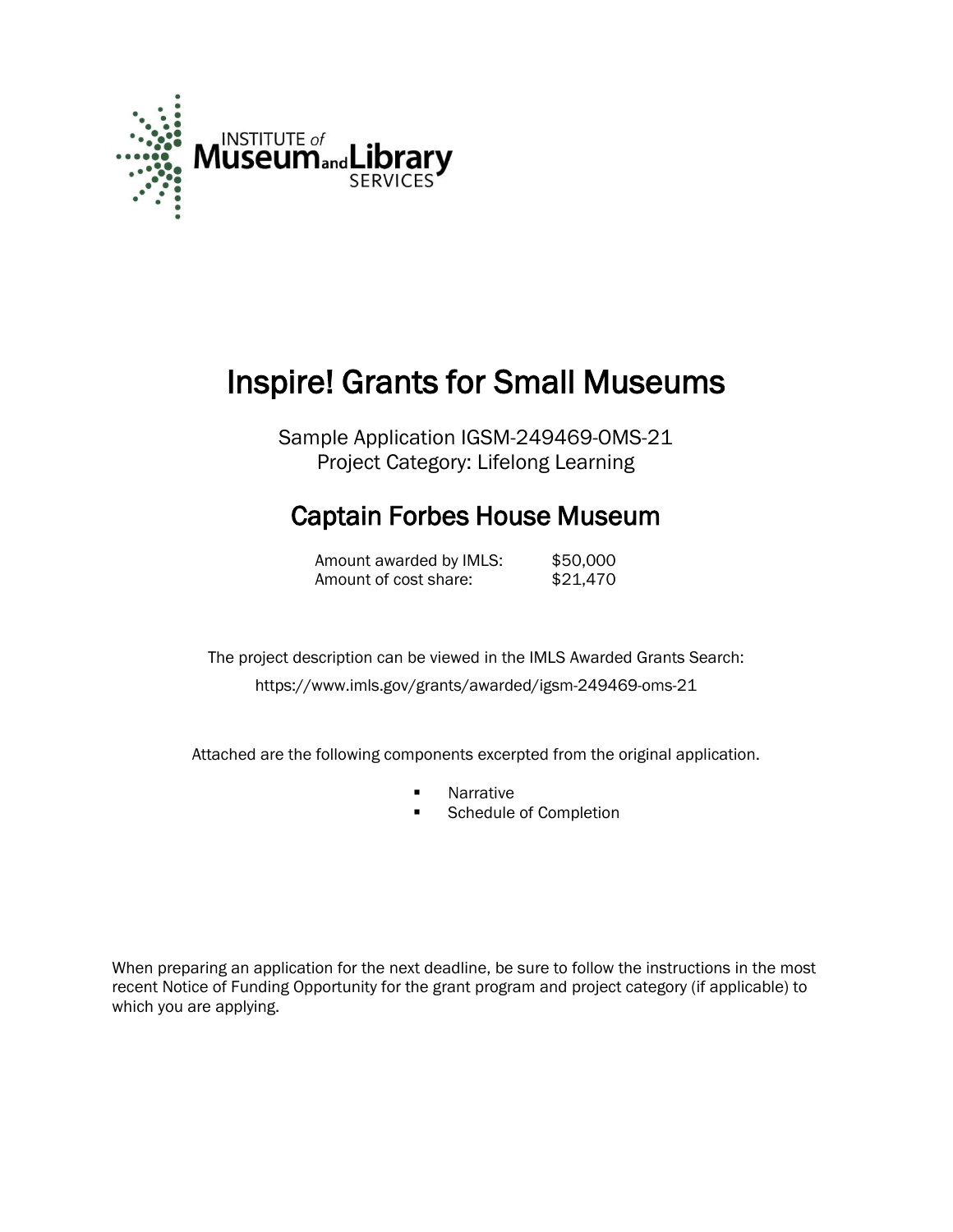INSTITUTE of Museum and Library SERVICES

# Inspire! Grants for Small Museums

Sample Application IGSM-249469-OMS-21
Project Category: Lifelong Learning

## Captain Forbes House Museum

| | |
|---|---|
| Amount awarded by IMLS: | $50,000 |
| Amount of cost share: | $21,470 |

The project description can be viewed in the IMLS Awarded Grants Search:
https://www.imls.gov/grants/awarded/igsm-249469-oms-21

Attached are the following components excerpted from the original application.

- Narrative
- Schedule of Completion

When preparing an application for the next deadline, be sure to follow the instructions in the most recent Notice of Funding Opportunity for the grant program and project category (if applicable) to which you are applying.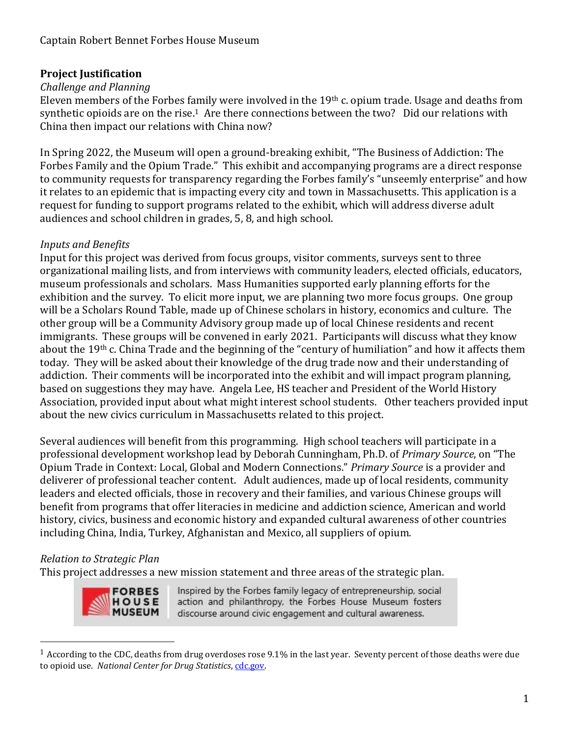Captain Robert Bennet Forbes House Museum

**Project Justification**

*Challenge and Planning*

Eleven members of the Forbes family were involved in the 19th c. opium trade. Usage and deaths from synthetic opioids are on the rise.[1] Are there connections between the two? Did our relations with China then impact our relations with China now?

In Spring 2022, the Museum will open a ground-breaking exhibit, "The Business of Addiction: The Forbes Family and the Opium Trade." This exhibit and accompanying programs are a direct response to community requests for transparency regarding the Forbes family's "unseemly enterprise" and how it relates to an epidemic that is impacting every city and town in Massachusetts. This application is a request for funding to support programs related to the exhibit, which will address diverse adult audiences and school children in grades, 5, 8, and high school.

*Inputs and Benefits*

Input for this project was derived from focus groups, visitor comments, surveys sent to three organizational mailing lists, and from interviews with community leaders, elected officials, educators, museum professionals and scholars. Mass Humanities supported early planning efforts for the exhibition and the survey. To elicit more input, we are planning two more focus groups. One group will be a Scholars Round Table, made up of Chinese scholars in history, economics and culture. The other group will be a Community Advisory group made up of local Chinese residents and recent immigrants. These groups will be convened in early 2021. Participants will discuss what they know about the 19th c. China Trade and the beginning of the "century of humiliation" and how it affects them today. They will be asked about their knowledge of the drug trade now and their understanding of addiction. Their comments will be incorporated into the exhibit and will impact program planning, based on suggestions they may have. Angela Lee, HS teacher and President of the World History Association, provided input about what might interest school students. Other teachers provided input about the new civics curriculum in Massachusetts related to this project.

Several audiences will benefit from this programming. High school teachers will participate in a professional development workshop lead by Deborah Cunningham, Ph.D. of *Primary Source*, on "The Opium Trade in Context: Local, Global and Modern Connections." *Primary Source* is a provider and deliverer of professional teacher content. Adult audiences, made up of local residents, community leaders and elected officials, those in recovery and their families, and various Chinese groups will benefit from programs that offer literacies in medicine and addiction science, American and world history, civics, business and economic history and expanded cultural awareness of other countries including China, India, Turkey, Afghanistan and Mexico, all suppliers of opium.

*Relation to Strategic Plan*

This project addresses a new mission statement and three areas of the strategic plan.

FORBES HOUSE MUSEUM — Inspired by the Forbes family legacy of entrepreneurship, social action and philanthropy, the Forbes House Museum fosters discourse around civic engagement and cultural awareness.

---

[1] According to the CDC, deaths from drug overdoses rose 9.1% in the last year. Seventy percent of those deaths were due to opioid use. *National Center for Drug Statistics*, cdc.gov.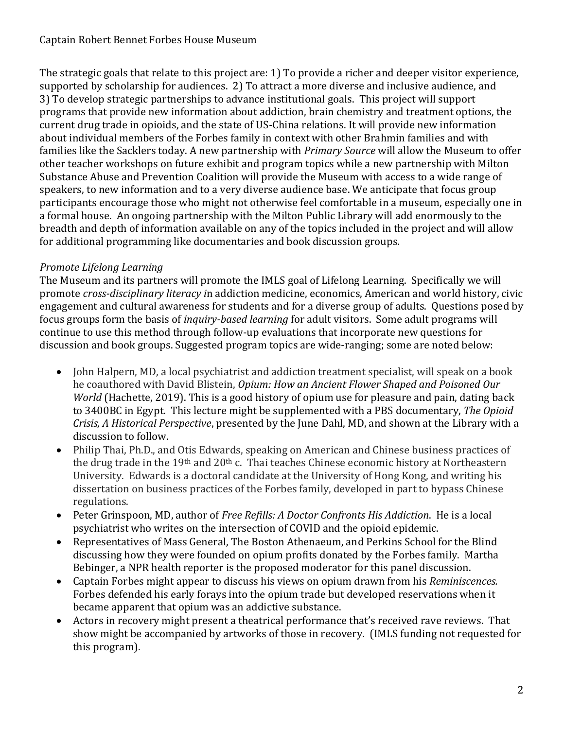The strategic goals that relate to this project are: 1) To provide a richer and deeper visitor experience, supported by scholarship for audiences. 2) To attract a more diverse and inclusive audience, and 3) To develop strategic partnerships to advance institutional goals. This project will support programs that provide new information about addiction, brain chemistry and treatment options, the current drug trade in opioids, and the state of US-China relations. It will provide new information about individual members of the Forbes family in context with other Brahmin families and with families like the Sacklers today. A new partnership with *Primary Source* will allow the Museum to offer other teacher workshops on future exhibit and program topics while a new partnership with Milton Substance Abuse and Prevention Coalition will provide the Museum with access to a wide range of speakers, to new information and to a very diverse audience base. We anticipate that focus group participants encourage those who might not otherwise feel comfortable in a museum, especially one in a formal house. An ongoing partnership with the Milton Public Library will add enormously to the breadth and depth of information available on any of the topics included in the project and will allow for additional programming like documentaries and book discussion groups.

*Promote Lifelong Learning*

The Museum and its partners will promote the IMLS goal of Lifelong Learning. Specifically we will promote *cross-disciplinary literacy i*n addiction medicine, economics, American and world history, civic engagement and cultural awareness for students and for a diverse group of adults. Questions posed by focus groups form the basis of *inquiry-based learning* for adult visitors. Some adult programs will continue to use this method through follow-up evaluations that incorporate new questions for discussion and book groups. Suggested program topics are wide-ranging; some are noted below:

- John Halpern, MD, a local psychiatrist and addiction treatment specialist, will speak on a book he coauthored with David Blistein, *Opium: How an Ancient Flower Shaped and Poisoned Our World* (Hachette, 2019). This is a good history of opium use for pleasure and pain, dating back to 3400BC in Egypt. This lecture might be supplemented with a PBS documentary, *The Opioid Crisis, A Historical Perspective*, presented by the June Dahl, MD, and shown at the Library with a discussion to follow.
- Philip Thai, Ph.D., and Otis Edwards, speaking on American and Chinese business practices of the drug trade in the 19th and 20th c. Thai teaches Chinese economic history at Northeastern University. Edwards is a doctoral candidate at the University of Hong Kong, and writing his dissertation on business practices of the Forbes family, developed in part to bypass Chinese regulations.
- Peter Grinspoon, MD, author of *Free Refills: A Doctor Confronts His Addiction*. He is a local psychiatrist who writes on the intersection of COVID and the opioid epidemic.
- Representatives of Mass General, The Boston Athenaeum, and Perkins School for the Blind discussing how they were founded on opium profits donated by the Forbes family. Martha Bebinger, a NPR health reporter is the proposed moderator for this panel discussion.
- Captain Forbes might appear to discuss his views on opium drawn from his *Reminiscences.* Forbes defended his early forays into the opium trade but developed reservations when it became apparent that opium was an addictive substance.
- Actors in recovery might present a theatrical performance that's received rave reviews. That show might be accompanied by artworks of those in recovery. (IMLS funding not requested for this program).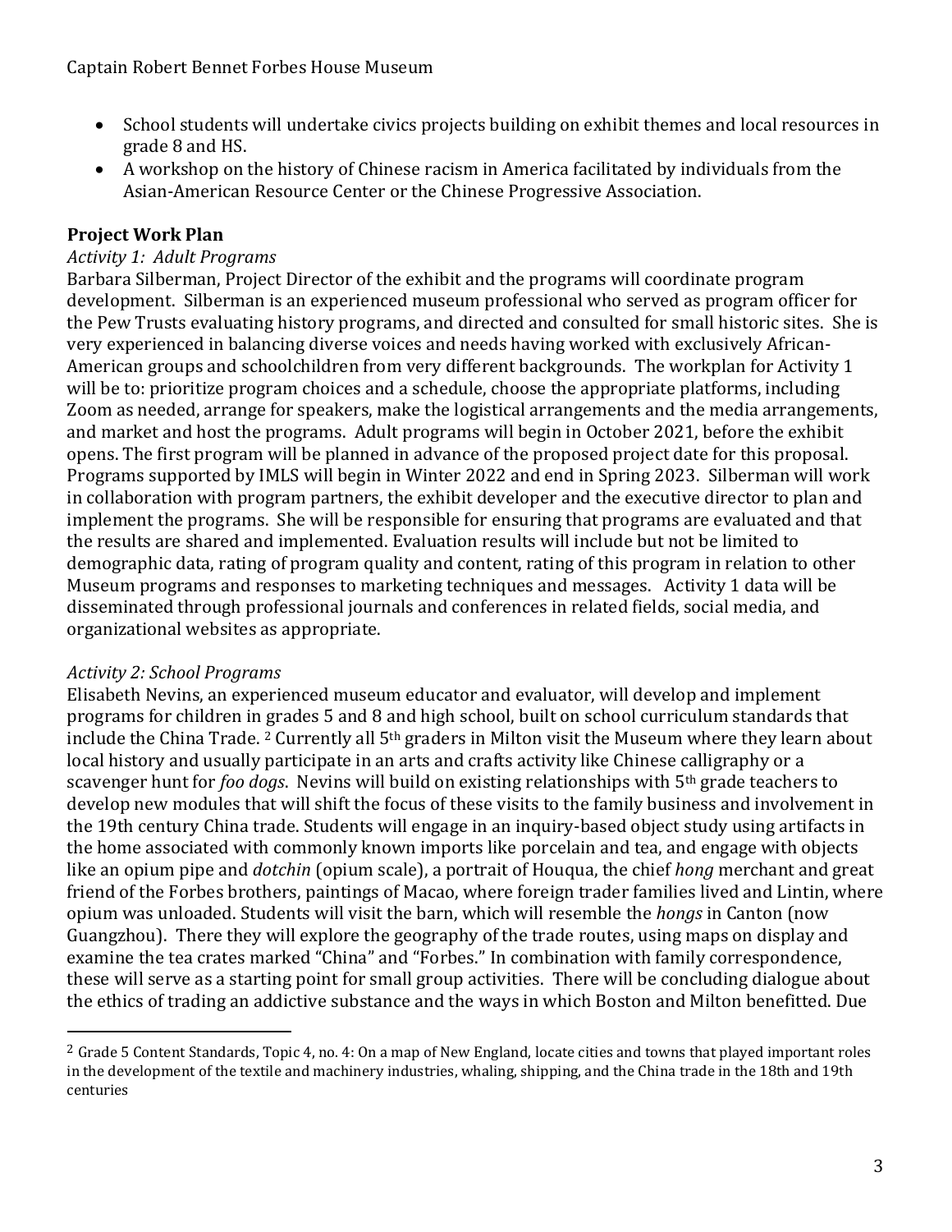- School students will undertake civics projects building on exhibit themes and local resources in grade 8 and HS.
- A workshop on the history of Chinese racism in America facilitated by individuals from the Asian-American Resource Center or the Chinese Progressive Association.

## Project Work Plan

*Activity 1: Adult Programs*

Barbara Silberman, Project Director of the exhibit and the programs will coordinate program development. Silberman is an experienced museum professional who served as program officer for the Pew Trusts evaluating history programs, and directed and consulted for small historic sites. She is very experienced in balancing diverse voices and needs having worked with exclusively African-American groups and schoolchildren from very different backgrounds. The workplan for Activity 1 will be to: prioritize program choices and a schedule, choose the appropriate platforms, including Zoom as needed, arrange for speakers, make the logistical arrangements and the media arrangements, and market and host the programs. Adult programs will begin in October 2021, before the exhibit opens. The first program will be planned in advance of the proposed project date for this proposal. Programs supported by IMLS will begin in Winter 2022 and end in Spring 2023. Silberman will work in collaboration with program partners, the exhibit developer and the executive director to plan and implement the programs. She will be responsible for ensuring that programs are evaluated and that the results are shared and implemented. Evaluation results will include but not be limited to demographic data, rating of program quality and content, rating of this program in relation to other Museum programs and responses to marketing techniques and messages. Activity 1 data will be disseminated through professional journals and conferences in related fields, social media, and organizational websites as appropriate.

*Activity 2: School Programs*

Elisabeth Nevins, an experienced museum educator and evaluator, will develop and implement programs for children in grades 5 and 8 and high school, built on school curriculum standards that include the China Trade. [2] Currently all 5th graders in Milton visit the Museum where they learn about local history and usually participate in an arts and crafts activity like Chinese calligraphy or a scavenger hunt for *foo dogs*. Nevins will build on existing relationships with 5th grade teachers to develop new modules that will shift the focus of these visits to the family business and involvement in the 19th century China trade. Students will engage in an inquiry-based object study using artifacts in the home associated with commonly known imports like porcelain and tea, and engage with objects like an opium pipe and *dotchin* (opium scale), a portrait of Houqua, the chief *hong* merchant and great friend of the Forbes brothers, paintings of Macao, where foreign trader families lived and Lintin, where opium was unloaded. Students will visit the barn, which will resemble the *hongs* in Canton (now Guangzhou). There they will explore the geography of the trade routes, using maps on display and examine the tea crates marked "China" and "Forbes." In combination with family correspondence, these will serve as a starting point for small group activities. There will be concluding dialogue about the ethics of trading an addictive substance and the ways in which Boston and Milton benefitted. Due

[2] Grade 5 Content Standards, Topic 4, no. 4: On a map of New England, locate cities and towns that played important roles in the development of the textile and machinery industries, whaling, shipping, and the China trade in the 18th and 19th centuries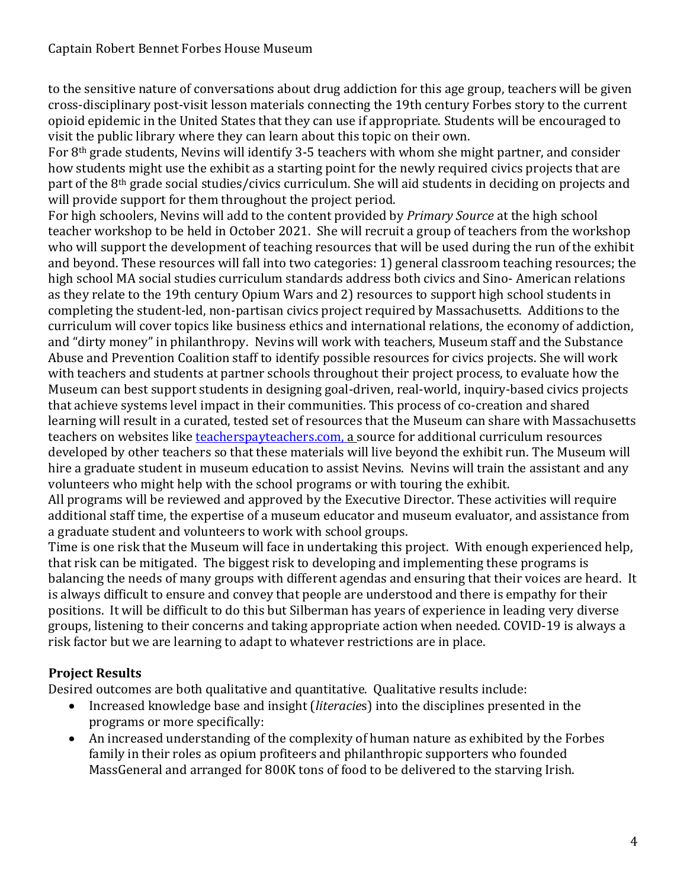to the sensitive nature of conversations about drug addiction for this age group, teachers will be given cross-disciplinary post-visit lesson materials connecting the 19th century Forbes story to the current opioid epidemic in the United States that they can use if appropriate. Students will be encouraged to visit the public library where they can learn about this topic on their own.

For 8th grade students, Nevins will identify 3-5 teachers with whom she might partner, and consider how students might use the exhibit as a starting point for the newly required civics projects that are part of the 8th grade social studies/civics curriculum. She will aid students in deciding on projects and will provide support for them throughout the project period.

For high schoolers, Nevins will add to the content provided by *Primary Source* at the high school teacher workshop to be held in October 2021. She will recruit a group of teachers from the workshop who will support the development of teaching resources that will be used during the run of the exhibit and beyond. These resources will fall into two categories: 1) general classroom teaching resources; the high school MA social studies curriculum standards address both civics and Sino- American relations as they relate to the 19th century Opium Wars and 2) resources to support high school students in completing the student-led, non-partisan civics project required by Massachusetts. Additions to the curriculum will cover topics like business ethics and international relations, the economy of addiction, and "dirty money" in philanthropy. Nevins will work with teachers, Museum staff and the Substance Abuse and Prevention Coalition staff to identify possible resources for civics projects. She will work with teachers and students at partner schools throughout their project process, to evaluate how the Museum can best support students in designing goal-driven, real-world, inquiry-based civics projects that achieve systems level impact in their communities. This process of co-creation and shared learning will result in a curated, tested set of resources that the Museum can share with Massachusetts teachers on websites like [teacherspayteachers.com](teacherspayteachers.com), a source for additional curriculum resources developed by other teachers so that these materials will live beyond the exhibit run. The Museum will hire a graduate student in museum education to assist Nevins. Nevins will train the assistant and any volunteers who might help with the school programs or with touring the exhibit.

All programs will be reviewed and approved by the Executive Director. These activities will require additional staff time, the expertise of a museum educator and museum evaluator, and assistance from a graduate student and volunteers to work with school groups.

Time is one risk that the Museum will face in undertaking this project. With enough experienced help, that risk can be mitigated. The biggest risk to developing and implementing these programs is balancing the needs of many groups with different agendas and ensuring that their voices are heard. It is always difficult to ensure and convey that people are understood and there is empathy for their positions. It will be difficult to do this but Silberman has years of experience in leading very diverse groups, listening to their concerns and taking appropriate action when needed. COVID-19 is always a risk factor but we are learning to adapt to whatever restrictions are in place.

### Project Results

Desired outcomes are both qualitative and quantitative. Qualitative results include:

- Increased knowledge base and insight (*literacie*s) into the disciplines presented in the programs or more specifically:
- An increased understanding of the complexity of human nature as exhibited by the Forbes family in their roles as opium profiteers and philanthropic supporters who founded MassGeneral and arranged for 800K tons of food to be delivered to the starving Irish.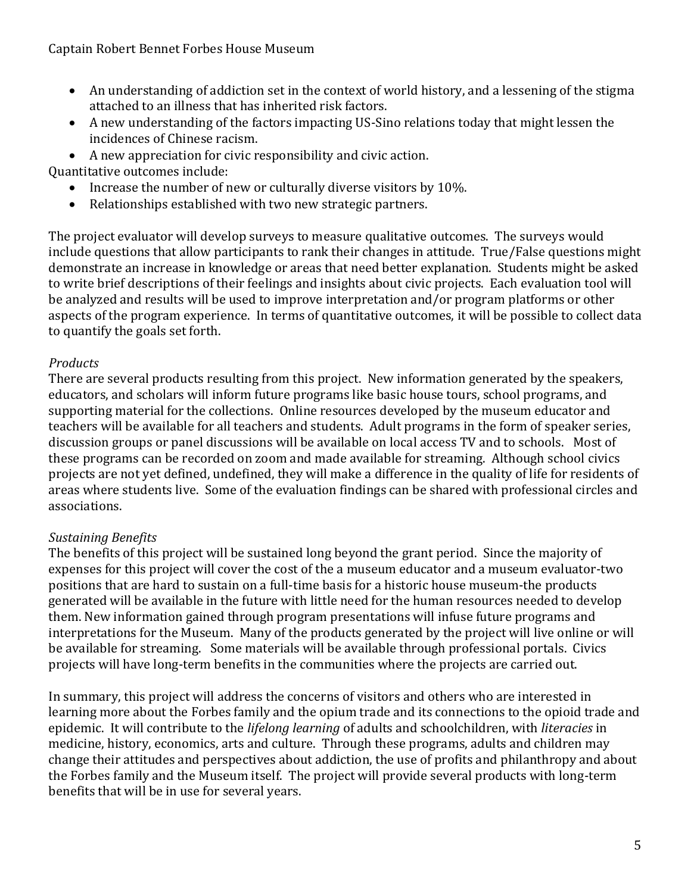- An understanding of addiction set in the context of world history, and a lessening of the stigma attached to an illness that has inherited risk factors.
- A new understanding of the factors impacting US-Sino relations today that might lessen the incidences of Chinese racism.
- A new appreciation for civic responsibility and civic action.

Quantitative outcomes include:

- Increase the number of new or culturally diverse visitors by 10%.
- Relationships established with two new strategic partners.

The project evaluator will develop surveys to measure qualitative outcomes. The surveys would include questions that allow participants to rank their changes in attitude. True/False questions might demonstrate an increase in knowledge or areas that need better explanation. Students might be asked to write brief descriptions of their feelings and insights about civic projects. Each evaluation tool will be analyzed and results will be used to improve interpretation and/or program platforms or other aspects of the program experience. In terms of quantitative outcomes, it will be possible to collect data to quantify the goals set forth.

*Products*

There are several products resulting from this project. New information generated by the speakers, educators, and scholars will inform future programs like basic house tours, school programs, and supporting material for the collections. Online resources developed by the museum educator and teachers will be available for all teachers and students. Adult programs in the form of speaker series, discussion groups or panel discussions will be available on local access TV and to schools. Most of these programs can be recorded on zoom and made available for streaming. Although school civics projects are not yet defined, undefined, they will make a difference in the quality of life for residents of areas where students live. Some of the evaluation findings can be shared with professional circles and associations.

*Sustaining Benefits*

The benefits of this project will be sustained long beyond the grant period. Since the majority of expenses for this project will cover the cost of the a museum educator and a museum evaluator-two positions that are hard to sustain on a full-time basis for a historic house museum-the products generated will be available in the future with little need for the human resources needed to develop them. New information gained through program presentations will infuse future programs and interpretations for the Museum. Many of the products generated by the project will live online or will be available for streaming. Some materials will be available through professional portals. Civics projects will have long-term benefits in the communities where the projects are carried out.

In summary, this project will address the concerns of visitors and others who are interested in learning more about the Forbes family and the opium trade and its connections to the opioid trade and epidemic. It will contribute to the *lifelong learning* of adults and schoolchildren, with *literacies* in medicine, history, economics, arts and culture. Through these programs, adults and children may change their attitudes and perspectives about addiction, the use of profits and philanthropy and about the Forbes family and the Museum itself. The project will provide several products with long-term benefits that will be in use for several years.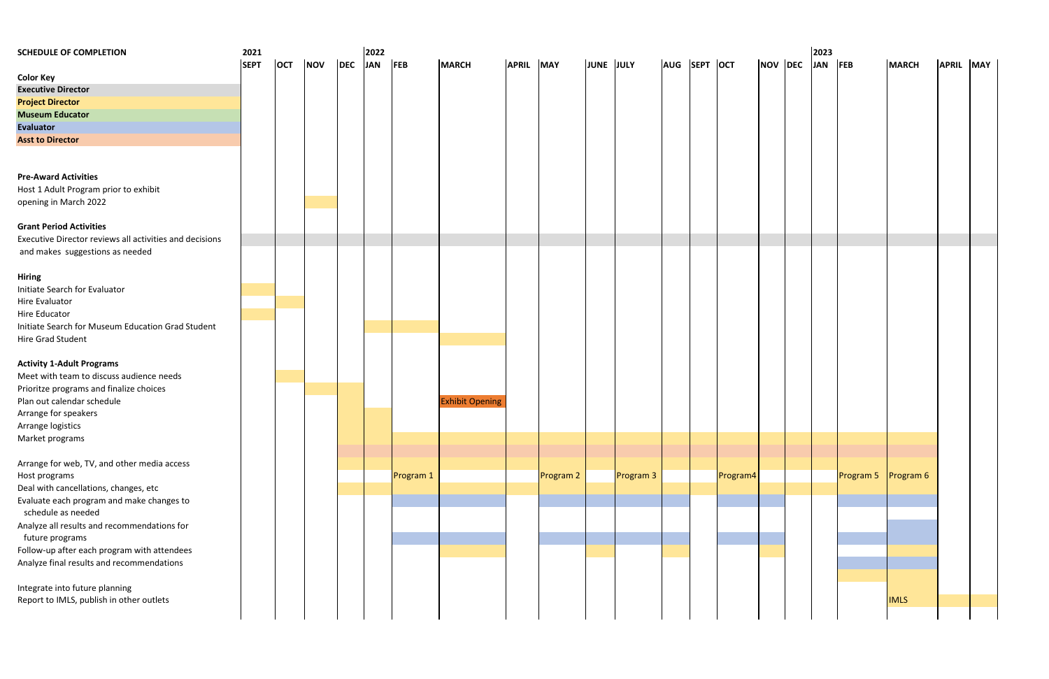**SCHEDULE OF COMPLETION**

**Color Key**

- **Executive Director** (gray)
- **Project Director** (yellow)
- **Museum Educator** (green)
- **Evaluator** (blue)
- **Asst to Director** (peach)

| Activity | 2021 SEPT | OCT | NOV | DEC | 2022 JAN | FEB | MARCH | APRIL | MAY | JUNE | JULY | AUG | SEPT | OCT | NOV | DEC | 2023 JAN | FEB | MARCH | APRIL | MAY |
|---|---|---|---|---|---|---|---|---|---|---|---|---|---|---|---|---|---|---|---|---|---|
| **Pre-Award Activities** | | | | | | | | | | | | | | | | | | | | | |
| Host 1 Adult Program prior to exhibit opening in March 2022 | | | ■ | | | | | | | | | | | | | | | | | | |
| **Grant Period Activities** | | | | | | | | | | | | | | | | | | | | | |
| Executive Director reviews all activities and decisions and makes suggestions as needed | ■ | ■ | ■ | ■ | ■ | ■ | ■ | ■ | ■ | ■ | ■ | ■ | ■ | ■ | ■ | ■ | ■ | ■ | ■ | ■ | ■ |
| **Hiring** | | | | | | | | | | | | | | | | | | | | | |
| Initiate Search for Evaluator | ■ | | | | | | | | | | | | | | | | | | | | |
| Hire Evaluator | | ■ | | | | | | | | | | | | | | | | | | | |
| Hire Educator | ■ | | | | | | | | | | | | | | | | | | | | |
| Initiate Search for Museum Education Grad Student | | | | | ■ | ■ | | | | | | | | | | | | | | | |
| Hire Grad Student | | | | | | | ■ | | | | | | | | | | | | | | |
| **Activity 1-Adult Programs** | | | | | | | | | | | | | | | | | | | | | |
| Meet with team to discuss audience needs | | ■ | | | | | | | | | | | | | | | | | | | |
| Prioritze programs and finalize choices | | | ■ | ■ | | | | | | | | | | | | | | | | | |
| Plan out calendar schedule | | | | ■ | | | Exhibit Opening | | | | | | | | | | | | | | |
| Arrange for speakers | | | | ■ | ■ | | | | | | | | | | | | | | | | |
| Arrange logistics | | | | ■ | ■ | | | | | | | | | | | | | | | | |
| Market programs | | | | ■ | ■ | ■ | ■ | ■ | ■ | ■ | ■ | ■ | ■ | ■ | ■ | ■ | ■ | ■ | ■ | | |
| Arrange for web, TV, and other media access | | | | ■ | ■ | ■ | ■ | ■ | ■ | ■ | ■ | ■ | ■ | ■ | ■ | ■ | ■ | ■ | ■ | | |
| Host programs | | | | | | Program 1 | | | Program 2 | | Program 3 | | | Program4 | | | | Program 5 | Program 6 | | |
| Deal with cancellations, changes, etc | | | | ■ | ■ | ■ | ■ | ■ | ■ | ■ | ■ | ■ | ■ | ■ | ■ | ■ | ■ | ■ | ■ | | |
| Evaluate each program and make changes to schedule as needed | | | | | | ■ | ■ | | ■ | ■ | ■ | ■ | | ■ | ■ | | | ■ | ■ | | |
| Analyze all results and recommendations for future programs | | | | | | ■ | ■ | | ■ | ■ | ■ | ■ | | ■ | ■ | | | ■ | ■ | | |
| Follow-up after each program with attendees | | | | | | | ■ | | | ■ | | ■ | | | ■ | | | | ■ | | |
| Analyze final results and recommendations | | | | | | | | | | | | | | | | | | ■ | ■ | | |
| Integrate into future planning | | | | | | | | | | | | | | | | | | ■ | ■ | | |
| Report to IMLS, publish in other outlets | | | | | | | | | | | | | | | | | | | IMLS | ■ | ■ |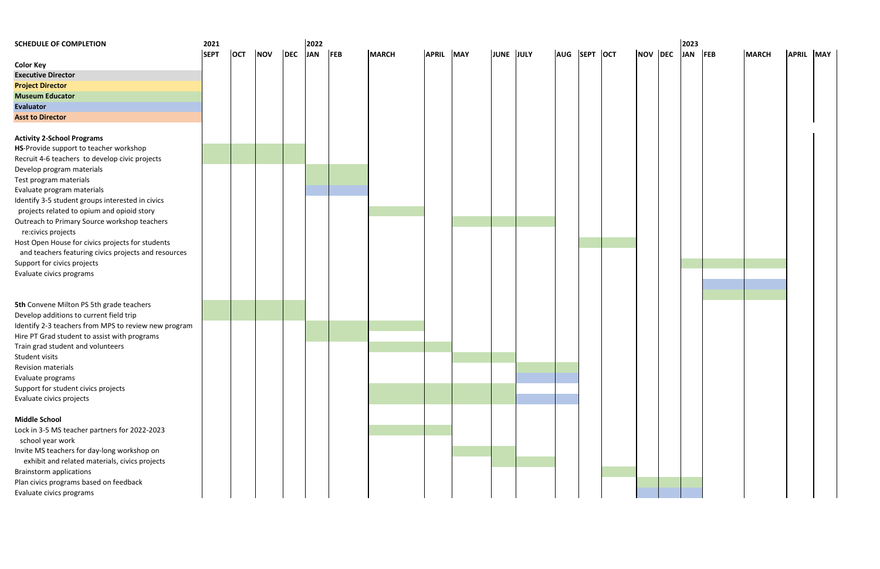**SCHEDULE OF COMPLETION**

2021
SEPT OCT NOV DEC

2022
JAN FEB MARCH APRIL MAY JUNE JULY AUG SEPT OCT NOV DEC

2023
JAN FEB MARCH APRIL MAY

**Color Key**

**Executive Director**

**Project Director**

**Museum Educator**

**Evaluator**

**Asst to Director**

**Activity 2-School Programs**

**HS**-Provide support to teacher workshop
Recruit 4-6 teachers to develop civic projects
Develop program materials
Test program materials
Evaluate program materials
Identify 3-5 student groups interested in civics projects related to opium and opioid story
Outreach to Primary Source workshop teachers re:civics projects
Host Open House for civics projects for students and teachers featuring civics projects and resources
Support for civics projects
Evaluate civics programs

**5th** Convene Milton PS 5th grade teachers
Develop additions to current field trip
Identify 2-3 teachers from MPS to review new program
Hire PT Grad student to assist with programs
Train grad student and volunteers
Student visits
Revision materials
Evaluate programs
Support for student civics projects
Evaluate civics projects

**Middle School**

Lock in 3-5 MS teacher partners for 2022-2023 school year work
Invite MS teachers for day-long workshop on exhibit and related materials, civics projects
Brainstorm applications
Plan civics programs based on feedback
Evaluate civics programs